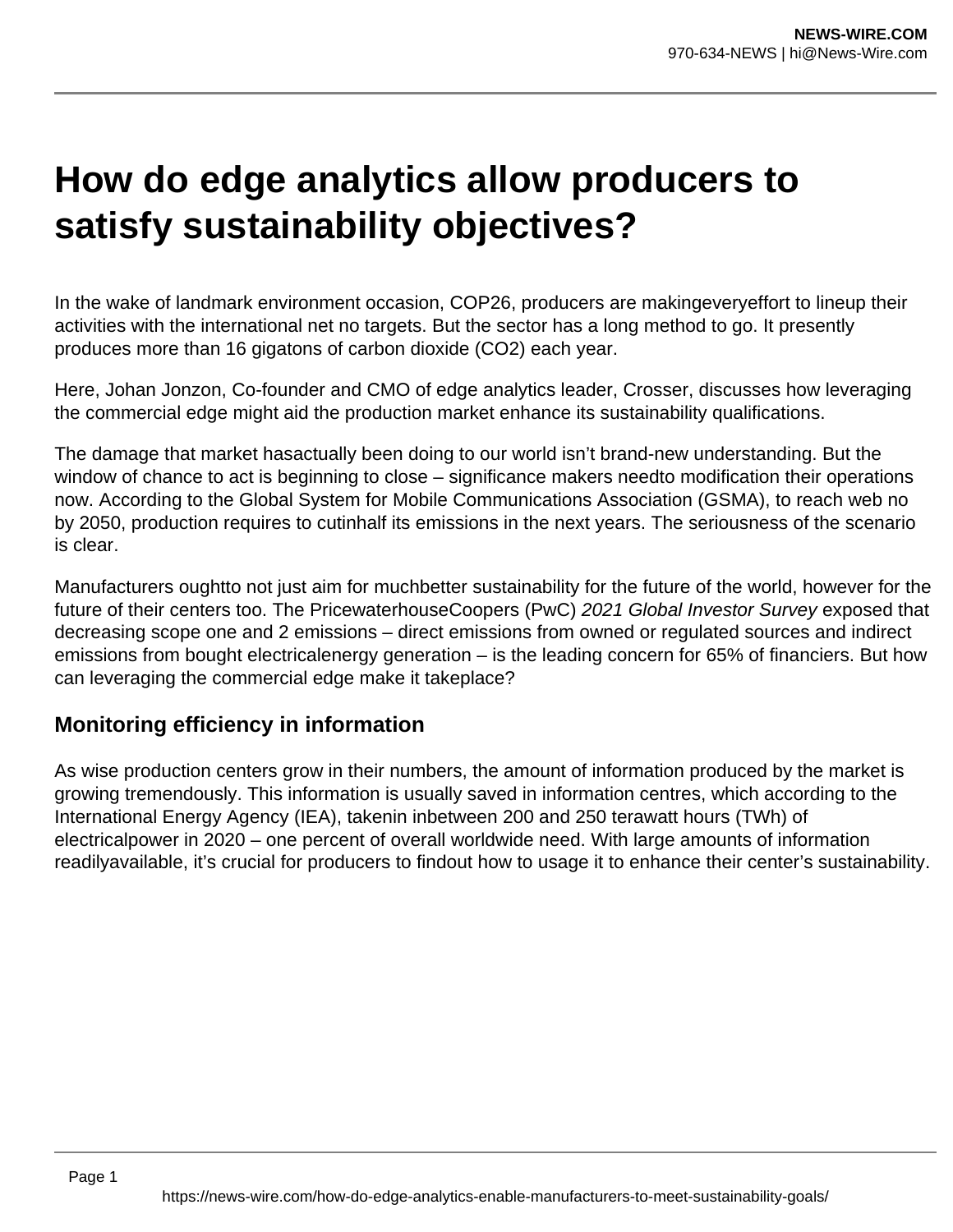# How do edge analytics allow producers to satisfy sustainability objectives?

In the wake of landmark environment occasion, COP26, producers are makingeveryeffort to lineup their activities with the international net no targets. But the sector has a long method to go. It presently produces more than 16 gigatons of carbon dioxide ($CO_2$) each year.

Here, Johan Jonzon, Co-founder and CMO of edge analytics leader, Crosser, discusses how leveraging the commercial edge might aid the production market enhance its sustainability qualifications.

The damage that market hasactually been doing to our world isn't brand-new understanding. But the window of chance to act is beginning to close – significance makers needto modification their operations now. According to the Global System for Mobile Communications Association (GSMA), to reach web no by 2050, production requires to cutinhalf its emissions in the next years. The seriousness of the scenario is clear.

Manufacturers oughtto not just aim for muchbetter sustainability for the future of the world, however for the future of their centers too. The PricewaterhouseCoopers (PwC) *2021 Global Investor Survey* exposed that decreasing scope one and 2 emissions – direct emissions from owned or regulated sources and indirect emissions from bought electricalenergy generation – is the leading concern for 65% of financiers. But how can leveraging the commercial edge make it takeplace?

## Monitoring efficiency in information

As wise production centers grow in their numbers, the amount of information produced by the market is growing tremendously. This information is usually saved in information centres, which according to the International Energy Agency (IEA), takenin inbetween 200 and 250 terawatt hours (TWh) of electricalpower in 2020 – one percent of overall worldwide need. With large amounts of information readilyavailable, it's crucial for producers to findout how to usage it to enhance their center's sustainability.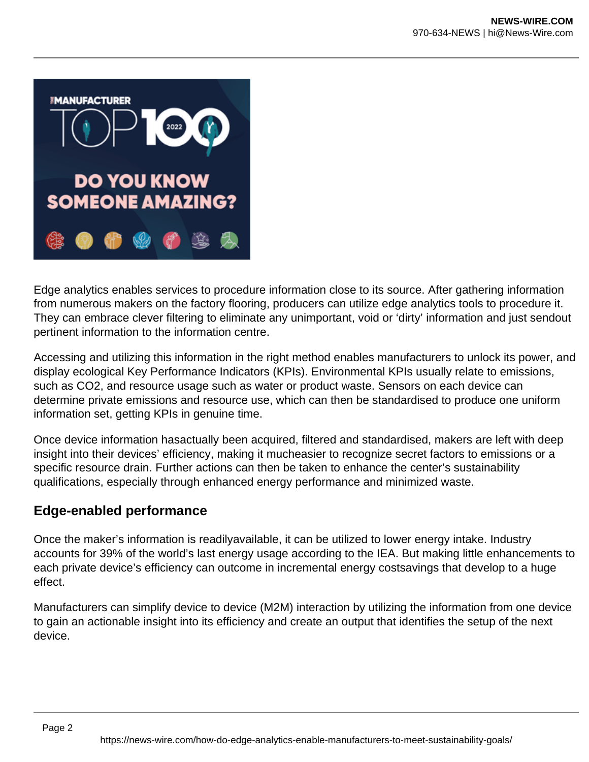Edge analytics enables services to procedure information close to its source. After gathering information from numerous makers on the factory flooring, producers can utilize edge analytics tools to procedure it. They can embrace clever filtering to eliminate any unimportant, void or 'dirty' information and just sendout pertinent information to the information centre.

Accessing and utilizing this information in the right method enables manufacturers to unlock its power, and display ecological Key Performance Indicators (KPIs). Environmental KPIs usually relate to emissions, such as $CO_2$, and resource usage such as water or product waste. Sensors on each device can determine private emissions and resource use, which can then be standardised to produce one uniform information set, getting KPIs in genuine time.

Once device information hasactually been acquired, filtered and standardised, makers are left with deep insight into their devices' efficiency, making it mucheasier to recognize secret factors to emissions or a specific resource drain. Further actions can then be taken to enhance the center's sustainability qualifications, especially through enhanced energy performance and minimized waste.

## Edge-enabled performance

Once the maker's information is readilyavailable, it can be utilized to lower energy intake. Industry accounts for 39% of the world's last energy usage according to the IEA. But making little enhancements to each private device's efficiency can outcome in incremental energy costsavings that develop to a huge effect.

Manufacturers can simplify device to device (M2M) interaction by utilizing the information from one device to gain an actionable insight into its efficiency and create an output that identifies the setup of the next device.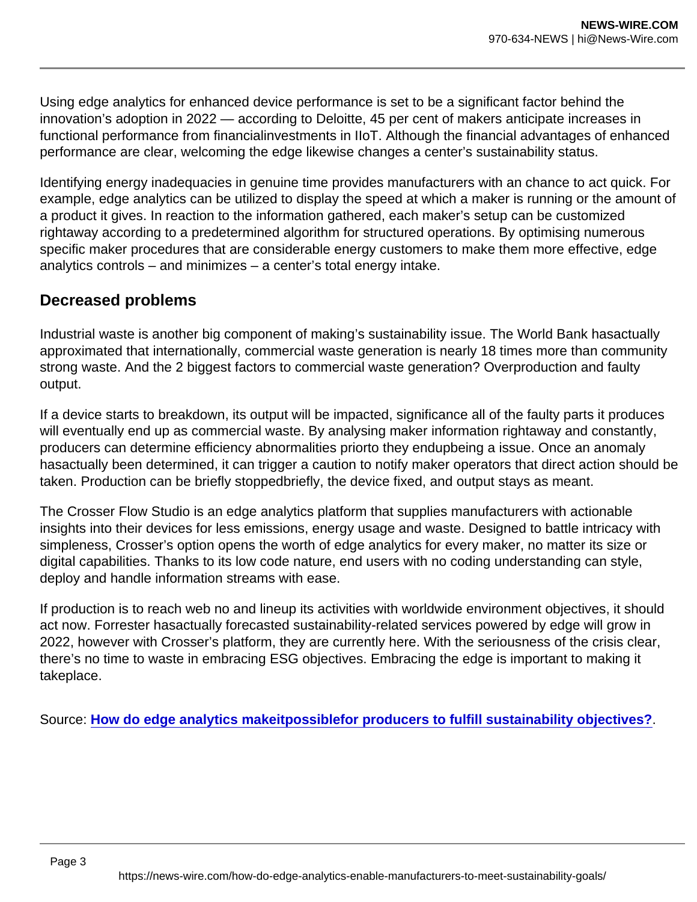Using edge analytics for enhanced device performance is set to be a significant factor behind the innovation's adoption in 2022 — according to Deloitte, 45 per cent of makers anticipate increases in functional performance from financialinvestments in IIoT. Although the financial advantages of enhanced performance are clear, welcoming the edge likewise changes a center's sustainability status.

Identifying energy inadequacies in genuine time provides manufacturers with an chance to act quick. For example, edge analytics can be utilized to display the speed at which a maker is running or the amount of a product it gives. In reaction to the information gathered, each maker's setup can be customized rightaway according to a predetermined algorithm for structured operations. By optimising numerous specific maker procedures that are considerable energy customers to make them more effective, edge analytics controls – and minimizes – a center's total energy intake.

## Decreased problems

Industrial waste is another big component of making's sustainability issue. The World Bank hasactually approximated that internationally, commercial waste generation is nearly 18 times more than community strong waste. And the 2 biggest factors to commercial waste generation? Overproduction and faulty output.

If a device starts to breakdown, its output will be impacted, significance all of the faulty parts it produces will eventually end up as commercial waste. By analysing maker information rightaway and constantly, producers can determine efficiency abnormalities priorto they endupbeing a issue. Once an anomaly hasactually been determined, it can trigger a caution to notify maker operators that direct action should be taken. Production can be briefly stoppedbriefly, the device fixed, and output stays as meant.

The Crosser Flow Studio is an edge analytics platform that supplies manufacturers with actionable insights into their devices for less emissions, energy usage and waste. Designed to battle intricacy with simpleness, Crosser's option opens the worth of edge analytics for every maker, no matter its size or digital capabilities. Thanks to its low code nature, end users with no coding understanding can style, deploy and handle information streams with ease.

If production is to reach web no and lineup its activities with worldwide environment objectives, it should act now. Forrester hasactually forecasted sustainability-related services powered by edge will grow in 2022, however with Crosser's platform, they are currently here. With the seriousness of the crisis clear, there's no time to waste in embracing ESG objectives. Embracing the edge is important to making it takeplace.

Source: **[How do edge analytics makeitpossiblefor producers to fulfill sustainability objectives?](https://news-wire.com/how-do-edge-analytics-enable-manufacturers-to-meet-sustainability-goals/)**.